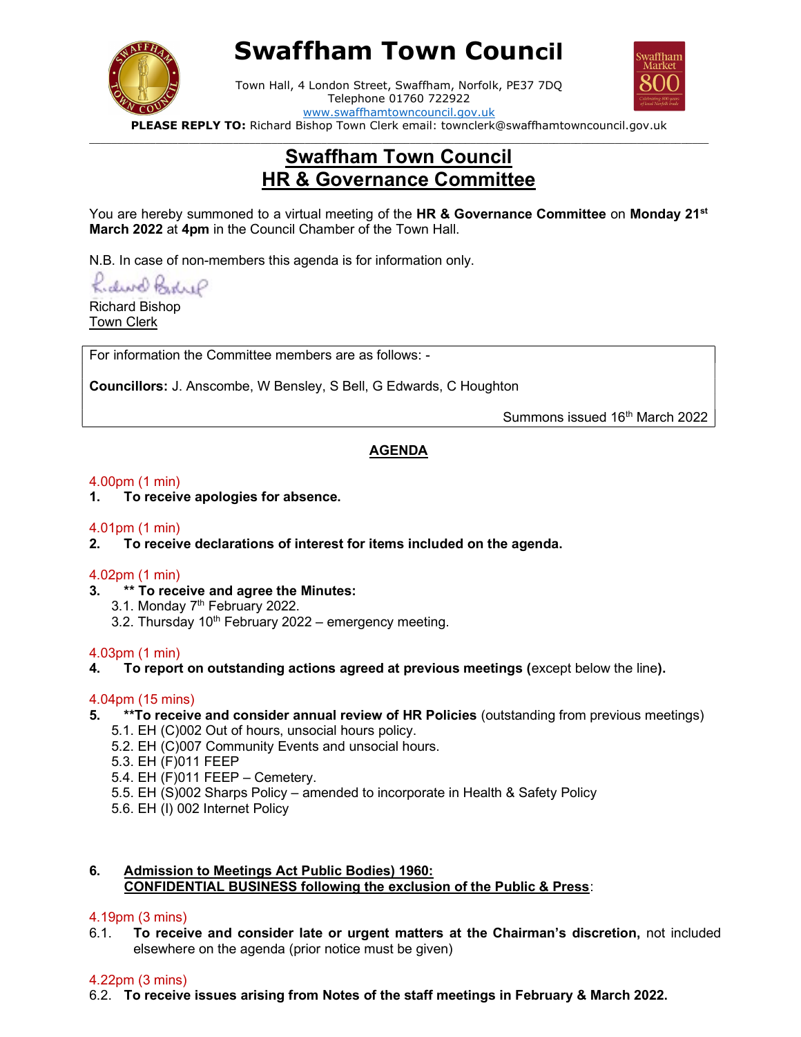# Swaffham Town Council

Town Hall, 4 London Street, Swaffham, Norfolk, PE37 7DQ
Telephone 01760 722922
www.swaffhamtowncouncil.gov.uk

**PLEASE REPLY TO:** Richard Bishop Town Clerk email: townclerk@swaffhamtowncouncil.gov.uk

## Swaffham Town Council
## HR & Governance Committee

You are hereby summoned to a virtual meeting of the **HR & Governance Committee** on **Monday 21st March 2022** at **4pm** in the Council Chamber of the Town Hall.

N.B. In case of non-members this agenda is for information only.

Richard Bishop
Town Clerk

For information the Committee members are as follows: -

**Councillors:** J. Anscombe, W Bensley, S Bell, G Edwards, C Houghton

Summons issued 16th March 2022

### AGENDA

4.00pm (1 min)
1. **To receive apologies for absence.**

4.01pm (1 min)
2. **To receive declarations of interest for items included on the agenda.**

4.02pm (1 min)
3. **\*\* To receive and agree the Minutes:**
   - 3.1. Monday 7th February 2022.
   - 3.2. Thursday 10th February 2022 – emergency meeting.

4.03pm (1 min)
4. **To report on outstanding actions agreed at previous meetings (**except below the line**).**

4.04pm (15 mins)
5. **\*\*To receive and consider annual review of HR Policies** (outstanding from previous meetings)
   - 5.1. EH (C)002 Out of hours, unsocial hours policy.
   - 5.2. EH (C)007 Community Events and unsocial hours.
   - 5.3. EH (F)011 FEEP
   - 5.4. EH (F)011 FEEP – Cemetery.
   - 5.5. EH (S)002 Sharps Policy – amended to incorporate in Health & Safety Policy
   - 5.6. EH (I) 002 Internet Policy

6. **Admission to Meetings Act Public Bodies) 1960:**
   **CONFIDENTIAL BUSINESS following the exclusion of the Public & Press**:

4.19pm (3 mins)
6.1. **To receive and consider late or urgent matters at the Chairman's discretion,** not included elsewhere on the agenda (prior notice must be given)

4.22pm (3 mins)
6.2. **To receive issues arising from Notes of the staff meetings in February & March 2022.**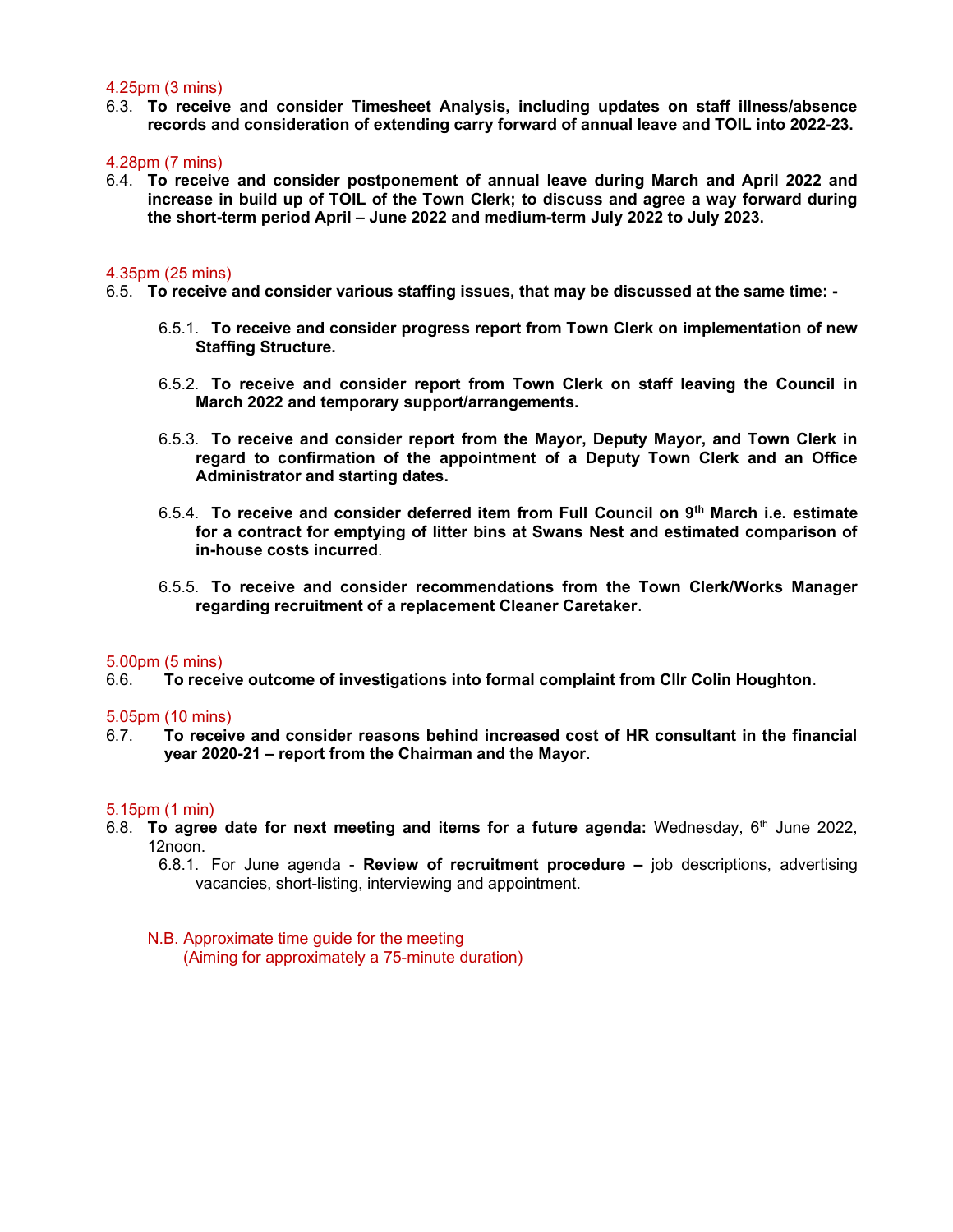4.25pm (3 mins)

6.3. **To receive and consider Timesheet Analysis, including updates on staff illness/absence records and consideration of extending carry forward of annual leave and TOIL into 2022-23.**

4.28pm (7 mins)

6.4. **To receive and consider postponement of annual leave during March and April 2022 and increase in build up of TOIL of the Town Clerk; to discuss and agree a way forward during the short-term period April – June 2022 and medium-term July 2022 to July 2023.**

4.35pm (25 mins)

6.5. **To receive and consider various staffing issues, that may be discussed at the same time: -**

6.5.1. **To receive and consider progress report from Town Clerk on implementation of new Staffing Structure.**

6.5.2. **To receive and consider report from Town Clerk on staff leaving the Council in March 2022 and temporary support/arrangements.**

6.5.3. **To receive and consider report from the Mayor, Deputy Mayor, and Town Clerk in regard to confirmation of the appointment of a Deputy Town Clerk and an Office Administrator and starting dates.**

6.5.4. **To receive and consider deferred item from Full Council on 9th March i.e. estimate for a contract for emptying of litter bins at Swans Nest and estimated comparison of in-house costs incurred**.

6.5.5. **To receive and consider recommendations from the Town Clerk/Works Manager regarding recruitment of a replacement Cleaner Caretaker**.

5.00pm (5 mins)

6.6. **To receive outcome of investigations into formal complaint from Cllr Colin Houghton**.

5.05pm (10 mins)

6.7. **To receive and consider reasons behind increased cost of HR consultant in the financial year 2020-21 – report from the Chairman and the Mayor**.

5.15pm (1 min)

6.8. **To agree date for next meeting and items for a future agenda:** Wednesday, 6th June 2022, 12noon.

6.8.1. For June agenda - **Review of recruitment procedure –** job descriptions, advertising vacancies, short-listing, interviewing and appointment.

N.B. Approximate time guide for the meeting
(Aiming for approximately a 75-minute duration)